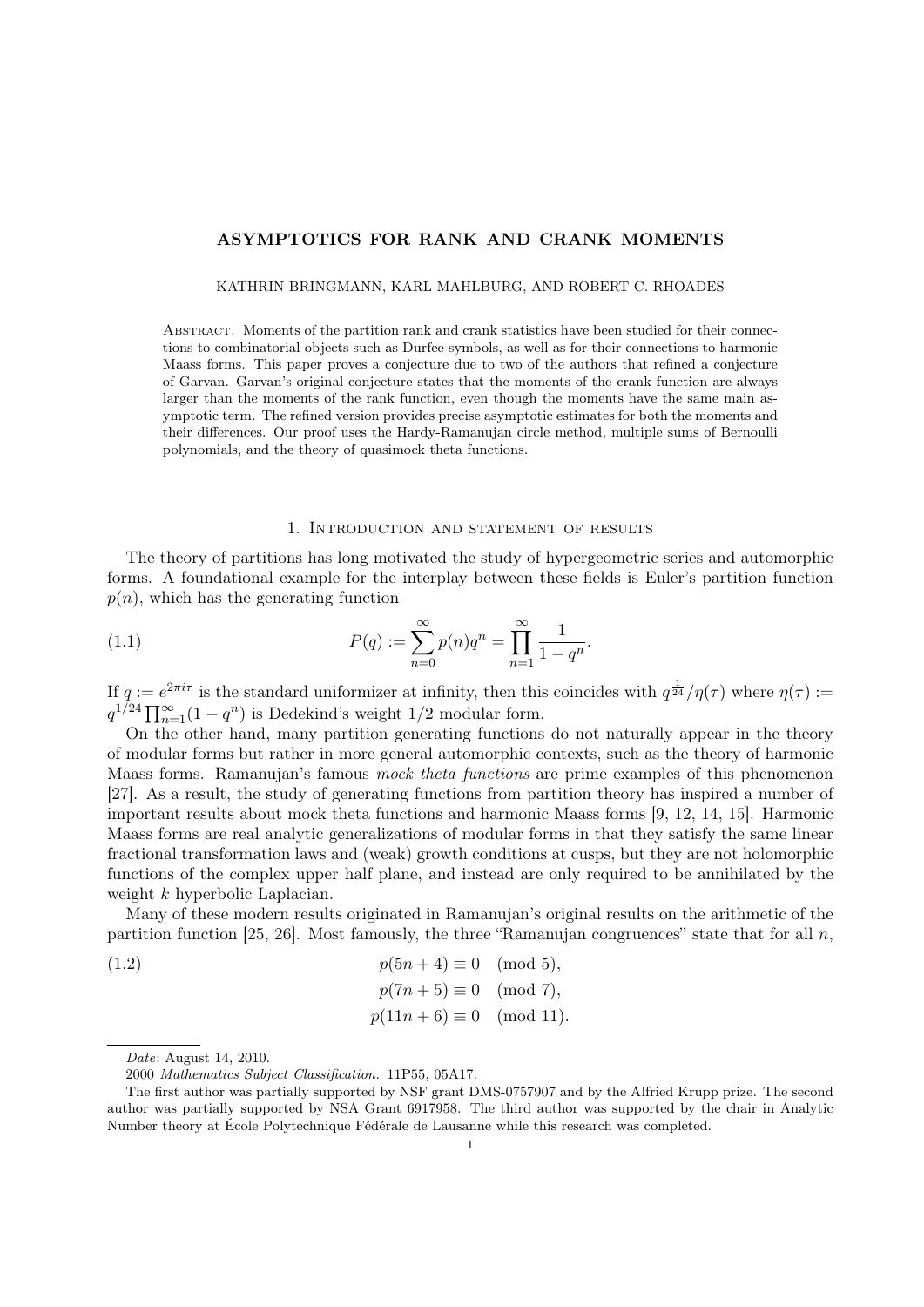# ASYMPTOTICS FOR RANK AND CRANK MOMENTS

KATHRIN BRINGMANN, KARL MAHLBURG, AND ROBERT C. RHOADES

Abstract. Moments of the partition rank and crank statistics have been studied for their connections to combinatorial objects such as Durfee symbols, as well as for their connections to harmonic Maass forms. This paper proves a conjecture due to two of the authors that refined a conjecture of Garvan. Garvan's original conjecture states that the moments of the crank function are always larger than the moments of the rank function, even though the moments have the same main asymptotic term. The refined version provides precise asymptotic estimates for both the moments and their differences. Our proof uses the Hardy-Ramanujan circle method, multiple sums of Bernoulli polynomials, and the theory of quasimock theta functions.

## 1. Introduction and statement of results

The theory of partitions has long motivated the study of hypergeometric series and automorphic forms. A foundational example for the interplay between these fields is Euler's partition function $p(n)$, which has the generating function

$$P(q) := \sum_{n=0}^{\infty} p(n)q^n = \prod_{n=1}^{\infty} \frac{1}{1-q^n}. \tag{1.1}$$

If $q := e^{2\pi i\tau}$ is the standard uniformizer at infinity, then this coincides with $q^{\frac{1}{24}}/\eta(\tau)$ where $\eta(\tau) := q^{1/24}\prod_{n=1}^{\infty}(1-q^n)$ is Dedekind's weight 1/2 modular form.

On the other hand, many partition generating functions do not naturally appear in the theory of modular forms but rather in more general automorphic contexts, such as the theory of harmonic Maass forms. Ramanujan's famous *mock theta functions* are prime examples of this phenomenon [27]. As a result, the study of generating functions from partition theory has inspired a number of important results about mock theta functions and harmonic Maass forms [9, 12, 14, 15]. Harmonic Maass forms are real analytic generalizations of modular forms in that they satisfy the same linear fractional transformation laws and (weak) growth conditions at cusps, but they are not holomorphic functions of the complex upper half plane, and instead are only required to be annihilated by the weight $k$ hyperbolic Laplacian.

Many of these modern results originated in Ramanujan's original results on the arithmetic of the partition function [25, 26]. Most famously, the three "Ramanujan congruences" state that for all $n$,

$$\begin{aligned} p(5n+4) &\equiv 0 \pmod{5}, \\ p(7n+5) &\equiv 0 \pmod{7}, \\ p(11n+6) &\equiv 0 \pmod{11}. \end{aligned} \tag{1.2}$$

*Date*: August 14, 2010.

2000 *Mathematics Subject Classification.* 11P55, 05A17.

The first author was partially supported by NSF grant DMS-0757907 and by the Alfried Krupp prize. The second author was partially supported by NSA Grant 6917958. The third author was supported by the chair in Analytic Number theory at École Polytechnique Fédérale de Lausanne while this research was completed.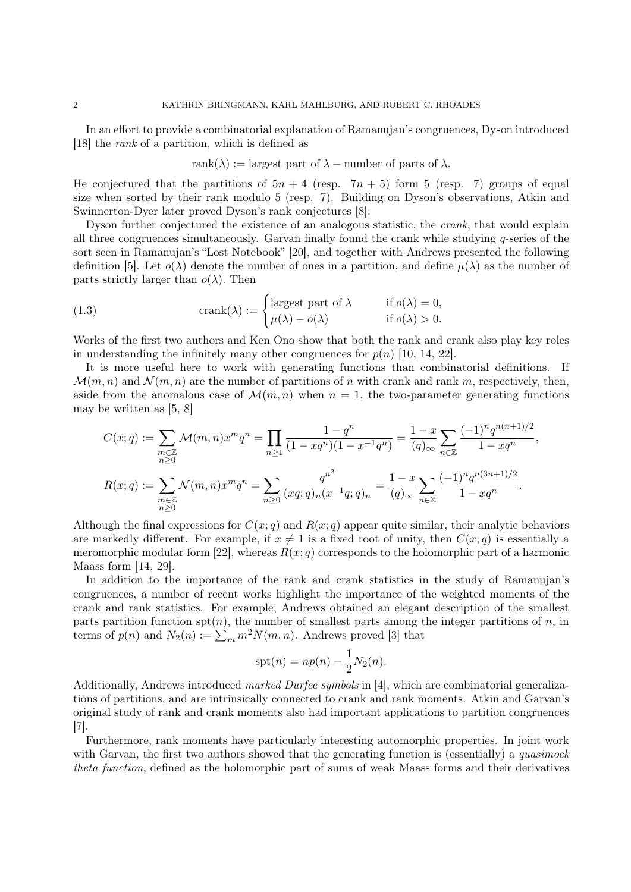In an effort to provide a combinatorial explanation of Ramanujan's congruences, Dyson introduced [18] the *rank* of a partition, which is defined as

$$\text{rank}(\lambda) := \text{largest part of } \lambda - \text{number of parts of } \lambda.$$

He conjectured that the partitions of $5n+4$ (resp. $7n+5$) form 5 (resp. 7) groups of equal size when sorted by their rank modulo 5 (resp. 7). Building on Dyson's observations, Atkin and Swinnerton-Dyer later proved Dyson's rank conjectures [8].

Dyson further conjectured the existence of an analogous statistic, the *crank*, that would explain all three congruences simultaneously. Garvan finally found the crank while studying $q$-series of the sort seen in Ramanujan's "Lost Notebook" [20], and together with Andrews presented the following definition [5]. Let $o(\lambda)$ denote the number of ones in a partition, and define $\mu(\lambda)$ as the number of parts strictly larger than $o(\lambda)$. Then

$$\text{crank}(\lambda) := \begin{cases} \text{largest part of } \lambda & \text{if } o(\lambda) = 0, \\ \mu(\lambda) - o(\lambda) & \text{if } o(\lambda) > 0. \end{cases} \tag{1.3}$$

Works of the first two authors and Ken Ono show that both the rank and crank also play key roles in understanding the infinitely many other congruences for $p(n)$ [10, 14, 22].

It is more useful here to work with generating functions than combinatorial definitions. If $\mathcal{M}(m,n)$ and $\mathcal{N}(m,n)$ are the number of partitions of $n$ with crank and rank $m$, respectively, then, aside from the anomalous case of $\mathcal{M}(m,n)$ when $n=1$, the two-parameter generating functions may be written as [5, 8]

$$C(x;q) := \sum_{\substack{m\in\mathbb{Z} \\ n\geq 0}} \mathcal{M}(m,n)x^m q^n = \prod_{n\geq 1} \frac{1-q^n}{(1-xq^n)(1-x^{-1}q^n)} = \frac{1-x}{(q)_\infty} \sum_{n\in\mathbb{Z}} \frac{(-1)^n q^{n(n+1)/2}}{1-xq^n},$$

$$R(x;q) := \sum_{\substack{m\in\mathbb{Z} \\ n\geq 0}} \mathcal{N}(m,n)x^m q^n = \sum_{n\geq 0} \frac{q^{n^2}}{(xq;q)_n (x^{-1}q;q)_n} = \frac{1-x}{(q)_\infty} \sum_{n\in\mathbb{Z}} \frac{(-1)^n q^{n(3n+1)/2}}{1-xq^n}.$$

Although the final expressions for $C(x;q)$ and $R(x;q)$ appear quite similar, their analytic behaviors are markedly different. For example, if $x \neq 1$ is a fixed root of unity, then $C(x;q)$ is essentially a meromorphic modular form [22], whereas $R(x;q)$ corresponds to the holomorphic part of a harmonic Maass form [14, 29].

In addition to the importance of the rank and crank statistics in the study of Ramanujan's congruences, a number of recent works highlight the importance of the weighted moments of the crank and rank statistics. For example, Andrews obtained an elegant description of the smallest parts partition function $\text{spt}(n)$, the number of smallest parts among the integer partitions of $n$, in terms of $p(n)$ and $N_2(n) := \sum_m m^2 N(m,n)$. Andrews proved [3] that

$$\text{spt}(n) = np(n) - \frac{1}{2}N_2(n).$$

Additionally, Andrews introduced *marked Durfee symbols* in [4], which are combinatorial generalizations of partitions, and are intrinsically connected to crank and rank moments. Atkin and Garvan's original study of rank and crank moments also had important applications to partition congruences [7].

Furthermore, rank moments have particularly interesting automorphic properties. In joint work with Garvan, the first two authors showed that the generating function is (essentially) a *quasimock theta function*, defined as the holomorphic part of sums of weak Maass forms and their derivatives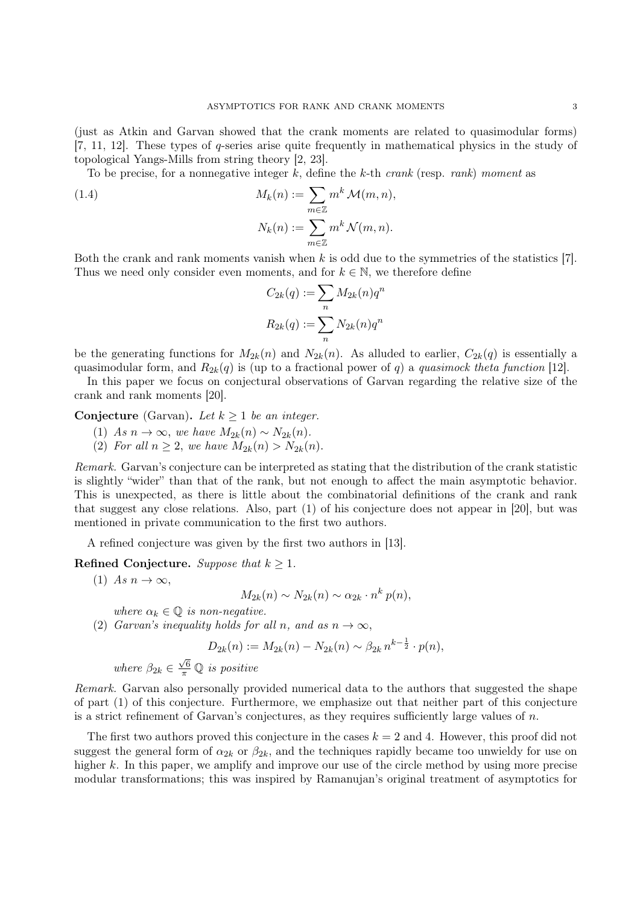(just as Atkin and Garvan showed that the crank moments are related to quasimodular forms) [7, 11, 12]. These types of $q$-series arise quite frequently in mathematical physics in the study of topological Yangs-Mills from string theory [2, 23].

To be precise, for a nonnegative integer $k$, define the $k$-th *crank* (resp. *rank*) *moment* as

$$
\begin{aligned}
M_k(n) &:= \sum_{m \in \mathbb{Z}} m^k \, \mathcal{M}(m,n), \\
N_k(n) &:= \sum_{m \in \mathbb{Z}} m^k \, \mathcal{N}(m,n).
\end{aligned} \tag{1.4}
$$

Both the crank and rank moments vanish when $k$ is odd due to the symmetries of the statistics [7]. Thus we need only consider even moments, and for $k \in \mathbb{N}$, we therefore define

$$
C_{2k}(q) := \sum_n M_{2k}(n) q^n
$$

$$
R_{2k}(q) := \sum_n N_{2k}(n) q^n
$$

be the generating functions for $M_{2k}(n)$ and $N_{2k}(n)$. As alluded to earlier, $C_{2k}(q)$ is essentially a quasimodular form, and $R_{2k}(q)$ is (up to a fractional power of $q$) a *quasimock theta function* [12].

In this paper we focus on conjectural observations of Garvan regarding the relative size of the crank and rank moments [20].

**Conjecture** (Garvan)**.** *Let $k \geq 1$ be an integer.*

1. *As $n \to \infty$, we have $M_{2k}(n) \sim N_{2k}(n)$.*
2. *For all $n \geq 2$, we have $M_{2k}(n) > N_{2k}(n)$.*

*Remark.* Garvan's conjecture can be interpreted as stating that the distribution of the crank statistic is slightly "wider" than that of the rank, but not enough to affect the main asymptotic behavior. This is unexpected, as there is little about the combinatorial definitions of the crank and rank that suggest any close relations. Also, part (1) of his conjecture does not appear in [20], but was mentioned in private communication to the first two authors.

A refined conjecture was given by the first two authors in [13].

**Refined Conjecture.** *Suppose that $k \geq 1$.*

1. *As $n \to \infty$,*
$$
M_{2k}(n) \sim N_{2k}(n) \sim \alpha_{2k} \cdot n^k \, p(n),
$$
*where $\alpha_k \in \mathbb{Q}$ is non-negative.*
2. *Garvan's inequality holds for all $n$, and as $n \to \infty$,*
$$
D_{2k}(n) := M_{2k}(n) - N_{2k}(n) \sim \beta_{2k} \, n^{k - \frac{1}{2}} \cdot p(n),
$$
*where $\beta_{2k} \in \frac{\sqrt{6}}{\pi} \mathbb{Q}$ is positive*

*Remark.* Garvan also personally provided numerical data to the authors that suggested the shape of part (1) of this conjecture. Furthermore, we emphasize out that neither part of this conjecture is a strict refinement of Garvan's conjectures, as they requires sufficiently large values of $n$.

The first two authors proved this conjecture in the cases $k = 2$ and $4$. However, this proof did not suggest the general form of $\alpha_{2k}$ or $\beta_{2k}$, and the techniques rapidly became too unwieldy for use on higher $k$. In this paper, we amplify and improve our use of the circle method by using more precise modular transformations; this was inspired by Ramanujan's original treatment of asymptotics for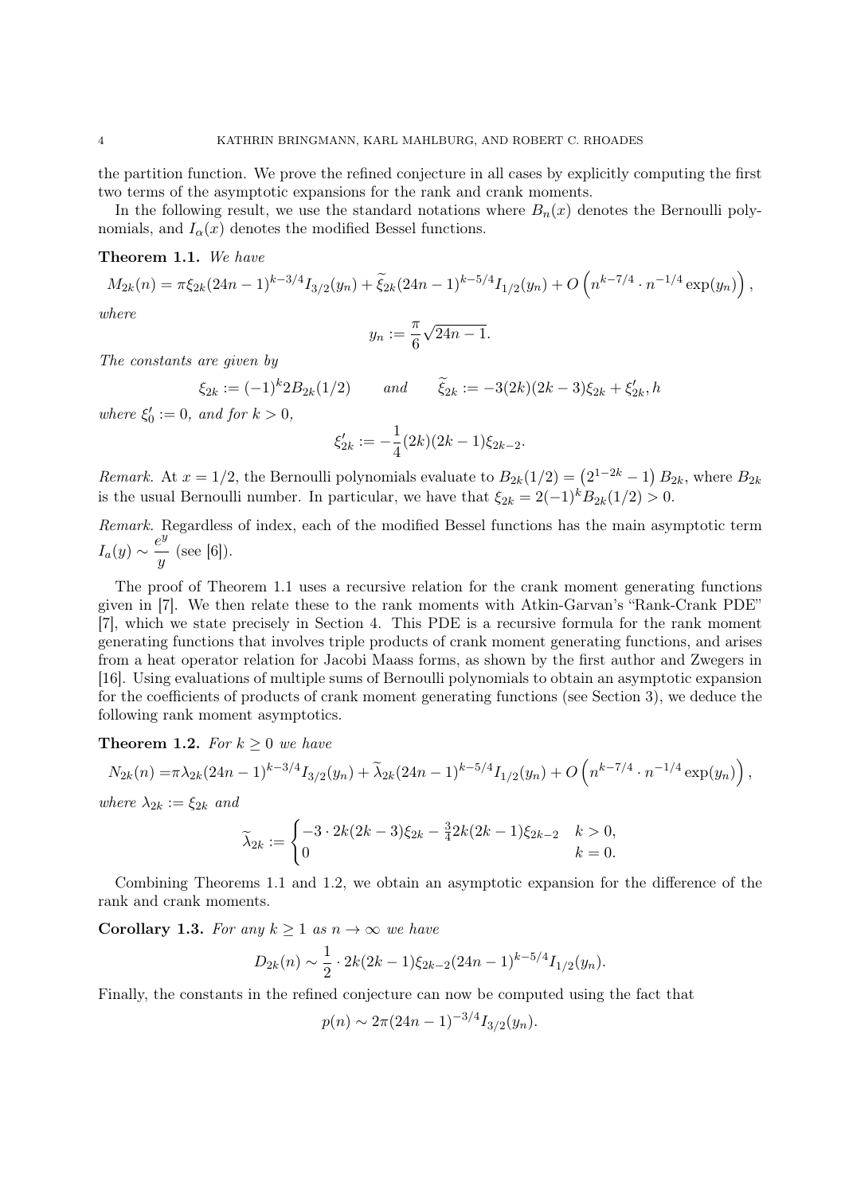the partition function. We prove the refined conjecture in all cases by explicitly computing the first two terms of the asymptotic expansions for the rank and crank moments.

In the following result, we use the standard notations where $B_n(x)$ denotes the Bernoulli polynomials, and $I_\alpha(x)$ denotes the modified Bessel functions.

**Theorem 1.1.** *We have*

$$M_{2k}(n) = \pi\xi_{2k}(24n-1)^{k-3/4}I_{3/2}(y_n) + \widetilde{\xi}_{2k}(24n-1)^{k-5/4}I_{1/2}(y_n) + O\left(n^{k-7/4}\cdot n^{-1/4}\exp(y_n)\right),$$

*where*

$$y_n := \frac{\pi}{6}\sqrt{24n-1}.$$

*The constants are given by*

$$\xi_{2k} := (-1)^k 2B_{2k}(1/2) \qquad and \qquad \widetilde{\xi}_{2k} := -3(2k)(2k-3)\xi_{2k} + \xi'_{2k}, h$$

*where $\xi'_0 := 0$, and for $k > 0$,*

$$\xi'_{2k} := -\frac{1}{4}(2k)(2k-1)\xi_{2k-2}.$$

*Remark.* At $x = 1/2$, the Bernoulli polynomials evaluate to $B_{2k}(1/2) = \left(2^{1-2k}-1\right)B_{2k}$, where $B_{2k}$ is the usual Bernoulli number. In particular, we have that $\xi_{2k} = 2(-1)^k B_{2k}(1/2) > 0$.

*Remark.* Regardless of index, each of the modified Bessel functions has the main asymptotic term $I_a(y) \sim \dfrac{e^y}{y}$ (see [6]).

The proof of Theorem 1.1 uses a recursive relation for the crank moment generating functions given in [7]. We then relate these to the rank moments with Atkin-Garvan's "Rank-Crank PDE" [7], which we state precisely in Section 4. This PDE is a recursive formula for the rank moment generating functions that involves triple products of crank moment generating functions, and arises from a heat operator relation for Jacobi Maass forms, as shown by the first author and Zwegers in [16]. Using evaluations of multiple sums of Bernoulli polynomials to obtain an asymptotic expansion for the coefficients of products of crank moment generating functions (see Section 3), we deduce the following rank moment asymptotics.

**Theorem 1.2.** *For $k \geq 0$ we have*

$$N_{2k}(n) = \pi\lambda_{2k}(24n-1)^{k-3/4}I_{3/2}(y_n) + \widetilde{\lambda}_{2k}(24n-1)^{k-5/4}I_{1/2}(y_n) + O\left(n^{k-7/4}\cdot n^{-1/4}\exp(y_n)\right),$$

*where $\lambda_{2k} := \xi_{2k}$ and*

$$\widetilde{\lambda}_{2k} := \begin{cases} -3\cdot 2k(2k-3)\xi_{2k} - \frac{3}{4}2k(2k-1)\xi_{2k-2} & k > 0, \\ 0 & k = 0. \end{cases}$$

Combining Theorems 1.1 and 1.2, we obtain an asymptotic expansion for the difference of the rank and crank moments.

**Corollary 1.3.** *For any $k \geq 1$ as $n \to \infty$ we have*

$$D_{2k}(n) \sim \frac{1}{2}\cdot 2k(2k-1)\xi_{2k-2}(24n-1)^{k-5/4}I_{1/2}(y_n).$$

Finally, the constants in the refined conjecture can now be computed using the fact that

$$p(n) \sim 2\pi(24n-1)^{-3/4}I_{3/2}(y_n).$$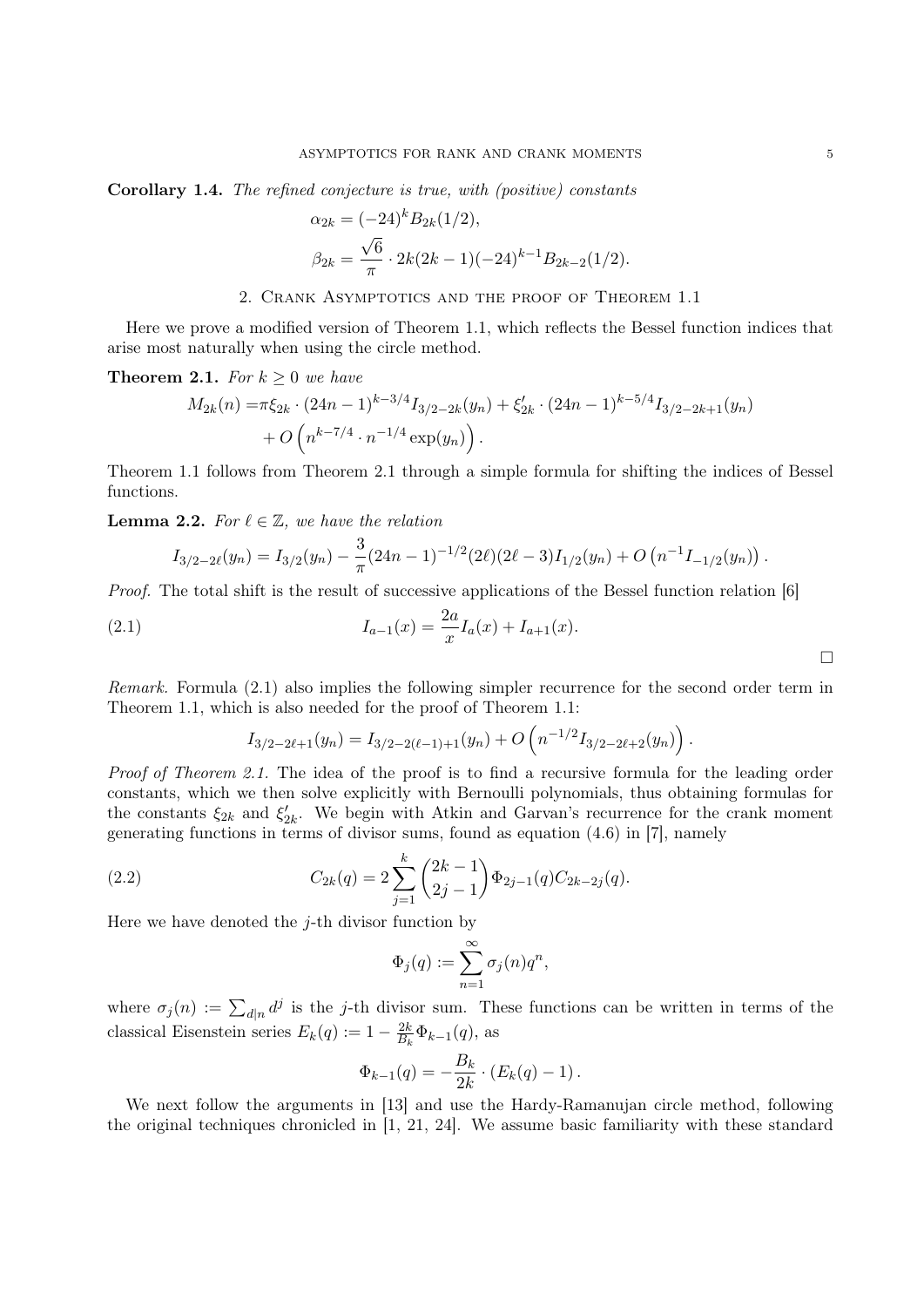**Corollary 1.4.** *The refined conjecture is true, with (positive) constants*

$$\alpha_{2k} = (-24)^k B_{2k}(1/2),$$
$$\beta_{2k} = \frac{\sqrt{6}}{\pi} \cdot 2k(2k-1)(-24)^{k-1} B_{2k-2}(1/2).$$

## 2. Crank Asymptotics and the proof of Theorem 1.1

Here we prove a modified version of Theorem 1.1, which reflects the Bessel function indices that arise most naturally when using the circle method.

**Theorem 2.1.** *For $k \geq 0$ we have*

$$M_{2k}(n) = \pi \xi_{2k} \cdot (24n-1)^{k-3/4} I_{3/2-2k}(y_n) + \xi'_{2k} \cdot (24n-1)^{k-5/4} I_{3/2-2k+1}(y_n) + O\left(n^{k-7/4} \cdot n^{-1/4} \exp(y_n)\right).$$

Theorem 1.1 follows from Theorem 2.1 through a simple formula for shifting the indices of Bessel functions.

**Lemma 2.2.** *For $\ell \in \mathbb{Z}$, we have the relation*

$$I_{3/2-2\ell}(y_n) = I_{3/2}(y_n) - \frac{3}{\pi}(24n-1)^{-1/2}(2\ell)(2\ell-3) I_{1/2}(y_n) + O\left(n^{-1} I_{-1/2}(y_n)\right).$$

*Proof.* The total shift is the result of successive applications of the Bessel function relation [6]

$$I_{a-1}(x) = \frac{2a}{x} I_a(x) + I_{a+1}(x). \tag{2.1}$$

□

*Remark.* Formula (2.1) also implies the following simpler recurrence for the second order term in Theorem 1.1, which is also needed for the proof of Theorem 1.1:

$$I_{3/2-2\ell+1}(y_n) = I_{3/2-2(\ell-1)+1}(y_n) + O\left(n^{-1/2} I_{3/2-2\ell+2}(y_n)\right).$$

*Proof of Theorem 2.1.* The idea of the proof is to find a recursive formula for the leading order constants, which we then solve explicitly with Bernoulli polynomials, thus obtaining formulas for the constants $\xi_{2k}$ and $\xi'_{2k}$. We begin with Atkin and Garvan's recurrence for the crank moment generating functions in terms of divisor sums, found as equation (4.6) in [7], namely

$$C_{2k}(q) = 2 \sum_{j=1}^{k} \binom{2k-1}{2j-1} \Phi_{2j-1}(q) C_{2k-2j}(q). \tag{2.2}$$

Here we have denoted the $j$-th divisor function by

$$\Phi_j(q) := \sum_{n=1}^{\infty} \sigma_j(n) q^n,$$

where $\sigma_j(n) := \sum_{d|n} d^j$ is the $j$-th divisor sum. These functions can be written in terms of the classical Eisenstein series $E_k(q) := 1 - \frac{2k}{B_k} \Phi_{k-1}(q)$, as

$$\Phi_{k-1}(q) = -\frac{B_k}{2k} \cdot \left(E_k(q) - 1\right).$$

We next follow the arguments in [13] and use the Hardy-Ramanujan circle method, following the original techniques chronicled in [1, 21, 24]. We assume basic familiarity with these standard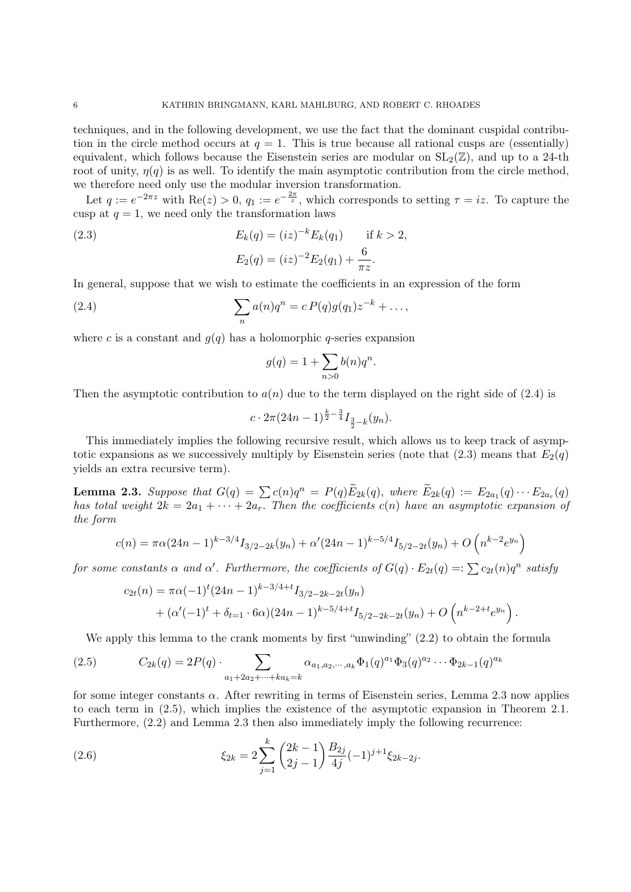techniques, and in the following development, we use the fact that the dominant cuspidal contribution in the circle method occurs at $q = 1$. This is true because all rational cusps are (essentially) equivalent, which follows because the Eisenstein series are modular on $\mathrm{SL}_2(\mathbb{Z})$, and up to a 24-th root of unity, $\eta(q)$ is as well. To identify the main asymptotic contribution from the circle method, we therefore need only use the modular inversion transformation.

Let $q := e^{-2\pi z}$ with $\mathrm{Re}(z) > 0$, $q_1 := e^{-\frac{2\pi}{z}}$, which corresponds to setting $\tau = iz$. To capture the cusp at $q = 1$, we need only the transformation laws

$$
\begin{aligned}
E_k(q) &= (iz)^{-k} E_k(q_1) \qquad \text{if } k > 2, \\
E_2(q) &= (iz)^{-2} E_2(q_1) + \frac{6}{\pi z}.
\end{aligned}
\tag{2.3}
$$

In general, suppose that we wish to estimate the coefficients in an expression of the form

$$
\sum_n a(n) q^n = c\, P(q) g(q_1) z^{-k} + \ldots, \tag{2.4}
$$

where $c$ is a constant and $g(q)$ has a holomorphic $q$-series expansion

$$
g(q) = 1 + \sum_{n>0} b(n) q^n.
$$

Then the asymptotic contribution to $a(n)$ due to the term displayed on the right side of (2.4) is

$$
c \cdot 2\pi (24n-1)^{\frac{k}{2}-\frac{3}{4}} I_{\frac{3}{2}-k}(y_n).
$$

This immediately implies the following recursive result, which allows us to keep track of asymptotic expansions as we successively multiply by Eisenstein series (note that (2.3) means that $E_2(q)$ yields an extra recursive term).

**Lemma 2.3.** *Suppose that $G(q) = \sum c(n) q^n = P(q) \widetilde{E}_{2k}(q)$, where $\widetilde{E}_{2k}(q) := E_{2a_1}(q) \cdots E_{2a_r}(q)$ has total weight $2k = 2a_1 + \cdots + 2a_r$. Then the coefficients $c(n)$ have an asymptotic expansion of the form*

$$
c(n) = \pi \alpha (24n-1)^{k-3/4} I_{3/2-2k}(y_n) + \alpha' (24n-1)^{k-5/4} I_{5/2-2t}(y_n) + O\left(n^{k-2} e^{y_n}\right)
$$

*for some constants $\alpha$ and $\alpha'$. Furthermore, the coefficients of $G(q) \cdot E_{2t}(q) =: \sum c_{2t}(n) q^n$ satisfy*

$$
\begin{aligned}
c_{2t}(n) &= \pi \alpha (-1)^t (24n-1)^{k-3/4+t} I_{3/2-2k-2t}(y_n) \\
&\quad + (\alpha'(-1)^t + \delta_{t=1} \cdot 6\alpha)(24n-1)^{k-5/4+t} I_{5/2-2k-2t}(y_n) + O\left(n^{k-2+t} e^{y_n}\right).
\end{aligned}
$$

We apply this lemma to the crank moments by first "unwinding" (2.2) to obtain the formula

$$
C_{2k}(q) = 2P(q) \cdot \sum_{a_1 + 2a_2 + \cdots + k a_k = k} \alpha_{a_1, a_2, \cdots, a_k} \Phi_1(q)^{a_1} \Phi_3(q)^{a_2} \cdots \Phi_{2k-1}(q)^{a_k} \tag{2.5}
$$

for some integer constants $\alpha$. After rewriting in terms of Eisenstein series, Lemma 2.3 now applies to each term in (2.5), which implies the existence of the asymptotic expansion in Theorem 2.1. Furthermore, (2.2) and Lemma 2.3 then also immediately imply the following recurrence:

$$
\xi_{2k} = 2 \sum_{j=1}^{k} \binom{2k-1}{2j-1} \frac{B_{2j}}{4j} (-1)^{j+1} \xi_{2k-2j}. \tag{2.6}
$$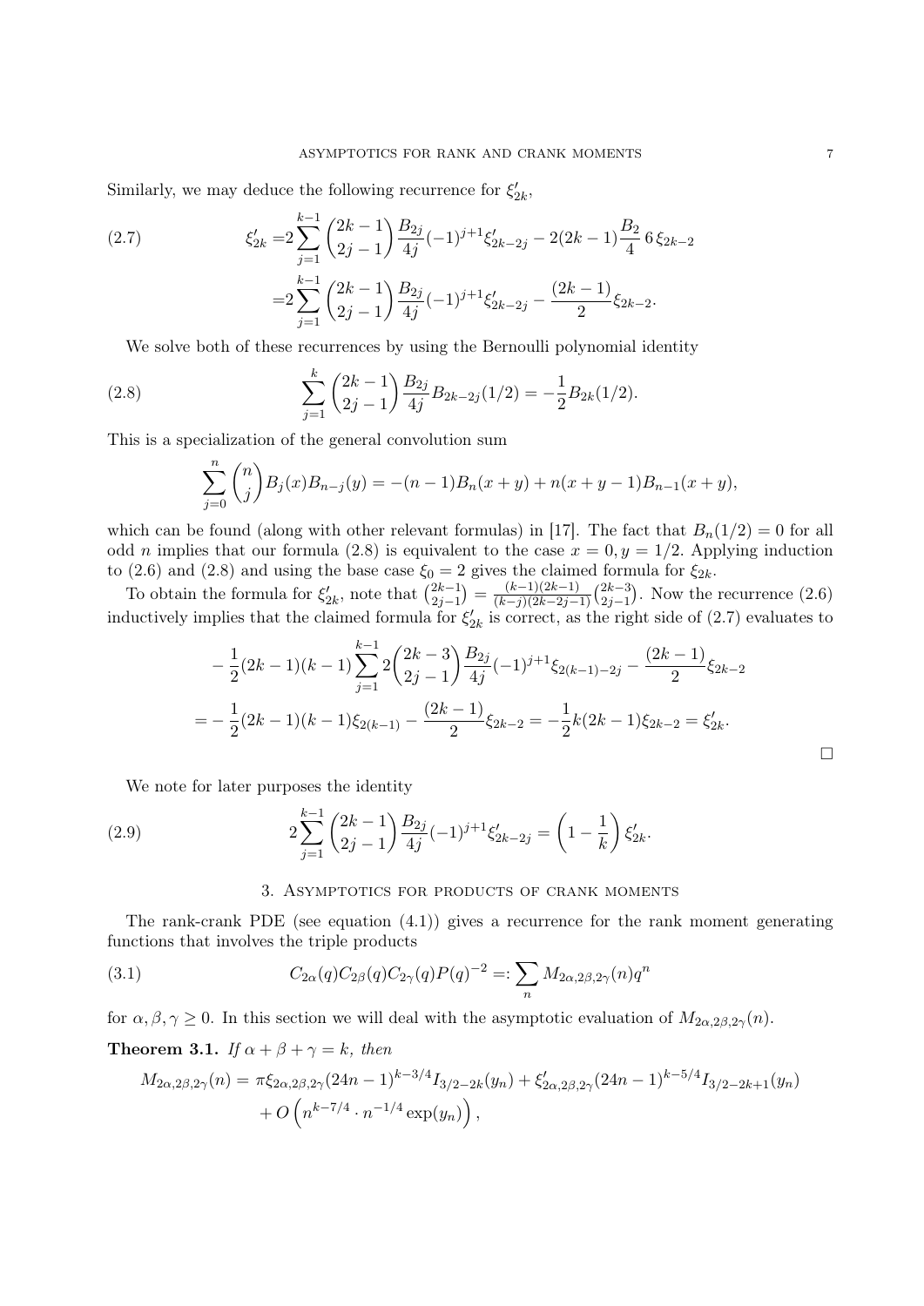Similarly, we may deduce the following recurrence for $\xi'_{2k}$,

$$
\begin{aligned}
\xi'_{2k} =& 2\sum_{j=1}^{k-1} \binom{2k-1}{2j-1} \frac{B_{2j}}{4j} (-1)^{j+1} \xi'_{2k-2j} - 2(2k-1)\frac{B_2}{4}\, 6\, \xi_{2k-2} \\
=& 2\sum_{j=1}^{k-1} \binom{2k-1}{2j-1} \frac{B_{2j}}{4j} (-1)^{j+1} \xi'_{2k-2j} - \frac{(2k-1)}{2}\xi_{2k-2}.
\end{aligned}
\tag{2.7}
$$

We solve both of these recurrences by using the Bernoulli polynomial identity

$$
\sum_{j=1}^{k} \binom{2k-1}{2j-1} \frac{B_{2j}}{4j} B_{2k-2j}(1/2) = -\frac{1}{2} B_{2k}(1/2). \tag{2.8}
$$

This is a specialization of the general convolution sum

$$
\sum_{j=0}^{n} \binom{n}{j} B_j(x) B_{n-j}(y) = -(n-1)B_n(x+y) + n(x+y-1)B_{n-1}(x+y),
$$

which can be found (along with other relevant formulas) in [17]. The fact that $B_n(1/2) = 0$ for all odd $n$ implies that our formula (2.8) is equivalent to the case $x = 0, y = 1/2$. Applying induction to (2.6) and (2.8) and using the base case $\xi_0 = 2$ gives the claimed formula for $\xi_{2k}$.

To obtain the formula for $\xi'_{2k}$, note that $\binom{2k-1}{2j-1} = \frac{(k-1)(2k-1)}{(k-j)(2k-2j-1)}\binom{2k-3}{2j-1}$. Now the recurrence (2.6) inductively implies that the claimed formula for $\xi'_{2k}$ is correct, as the right side of (2.7) evaluates to

$$
\begin{aligned}
&-\frac{1}{2}(2k-1)(k-1)\sum_{j=1}^{k-1} 2\binom{2k-3}{2j-1}\frac{B_{2j}}{4j}(-1)^{j+1}\xi_{2(k-1)-2j} - \frac{(2k-1)}{2}\xi_{2k-2} \\
=& -\frac{1}{2}(2k-1)(k-1)\xi_{2(k-1)} - \frac{(2k-1)}{2}\xi_{2k-2} = -\frac{1}{2}k(2k-1)\xi_{2k-2} = \xi'_{2k}.
\end{aligned}
$$

□

We note for later purposes the identity

$$
2\sum_{j=1}^{k-1} \binom{2k-1}{2j-1} \frac{B_{2j}}{4j}(-1)^{j+1}\xi'_{2k-2j} = \left(1 - \frac{1}{k}\right)\xi'_{2k}. \tag{2.9}
$$

## 3. Asymptotics for products of crank moments

The rank-crank PDE (see equation (4.1)) gives a recurrence for the rank moment generating functions that involves the triple products

$$
C_{2\alpha}(q) C_{2\beta}(q) C_{2\gamma}(q) P(q)^{-2} =: \sum_n M_{2\alpha,2\beta,2\gamma}(n) q^n \tag{3.1}
$$

for $\alpha, \beta, \gamma \geq 0$. In this section we will deal with the asymptotic evaluation of $M_{2\alpha,2\beta,2\gamma}(n)$.

**Theorem 3.1.** *If $\alpha + \beta + \gamma = k$, then*

$$
\begin{aligned}
M_{2\alpha,2\beta,2\gamma}(n) =& \pi \xi_{2\alpha,2\beta,2\gamma}(24n-1)^{k-3/4} I_{3/2-2k}(y_n) + \xi'_{2\alpha,2\beta,2\gamma}(24n-1)^{k-5/4} I_{3/2-2k+1}(y_n) \\
&+ O\left(n^{k-7/4} \cdot n^{-1/4}\exp(y_n)\right),
\end{aligned}
$$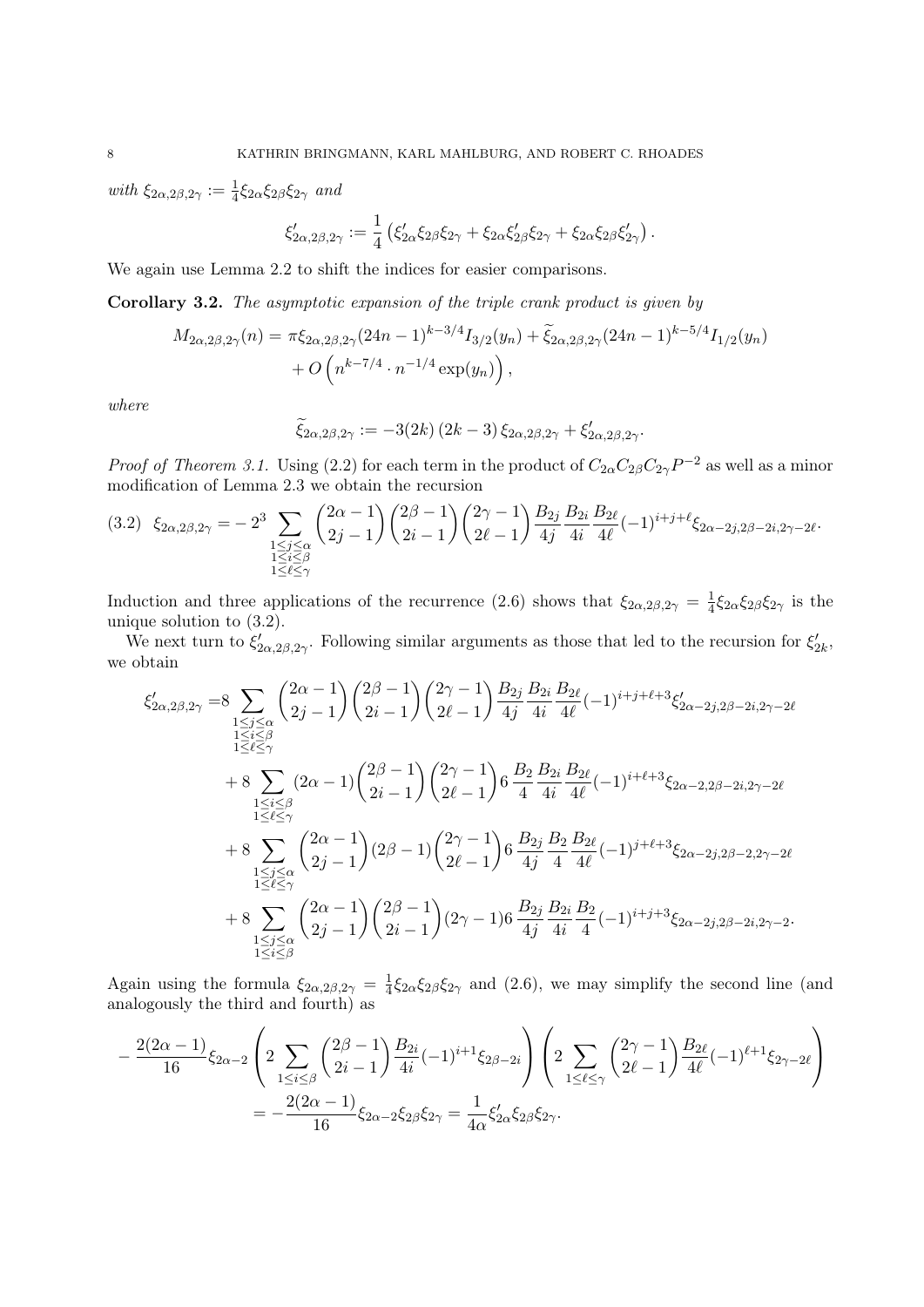*with* $\xi_{2\alpha,2\beta,2\gamma} := \frac{1}{4}\xi_{2\alpha}\xi_{2\beta}\xi_{2\gamma}$ *and*

$$\xi'_{2\alpha,2\beta,2\gamma} := \frac{1}{4}\left(\xi'_{2\alpha}\xi_{2\beta}\xi_{2\gamma} + \xi_{2\alpha}\xi'_{2\beta}\xi_{2\gamma} + \xi_{2\alpha}\xi_{2\beta}\xi'_{2\gamma}\right).$$

We again use Lemma 2.2 to shift the indices for easier comparisons.

**Corollary 3.2.** *The asymptotic expansion of the triple crank product is given by*

$$M_{2\alpha,2\beta,2\gamma}(n) = \pi\xi_{2\alpha,2\beta,2\gamma}(24n-1)^{k-3/4}I_{3/2}(y_n) + \widetilde{\xi}_{2\alpha,2\beta,2\gamma}(24n-1)^{k-5/4}I_{1/2}(y_n) + O\left(n^{k-7/4}\cdot n^{-1/4}\exp(y_n)\right),$$

*where*

$$\widetilde{\xi}_{2\alpha,2\beta,2\gamma} := -3(2k)\left(2k-3\right)\xi_{2\alpha,2\beta,2\gamma} + \xi'_{2\alpha,2\beta,2\gamma}.$$

*Proof of Theorem 3.1.* Using (2.2) for each term in the product of $C_{2\alpha}C_{2\beta}C_{2\gamma}P^{-2}$ as well as a minor modification of Lemma 2.3 we obtain the recursion

$$\xi_{2\alpha,2\beta,2\gamma} = -2^3\sum_{\substack{1\leq j\leq\alpha\\1\leq i\leq\beta\\1\leq\ell\leq\gamma}}\binom{2\alpha-1}{2j-1}\binom{2\beta-1}{2i-1}\binom{2\gamma-1}{2\ell-1}\frac{B_{2j}}{4j}\frac{B_{2i}}{4i}\frac{B_{2\ell}}{4\ell}(-1)^{i+j+\ell}\xi_{2\alpha-2j,2\beta-2i,2\gamma-2\ell}. \tag{3.2}$$

Induction and three applications of the recurrence (2.6) shows that $\xi_{2\alpha,2\beta,2\gamma} = \frac{1}{4}\xi_{2\alpha}\xi_{2\beta}\xi_{2\gamma}$ is the unique solution to (3.2).

We next turn to $\xi'_{2\alpha,2\beta,2\gamma}$. Following similar arguments as those that led to the recursion for $\xi'_{2k}$, we obtain

$$\begin{aligned}
\xi'_{2\alpha,2\beta,2\gamma} =& 8\sum_{\substack{1\leq j\leq\alpha\\1\leq i\leq\beta\\1\leq\ell\leq\gamma}}\binom{2\alpha-1}{2j-1}\binom{2\beta-1}{2i-1}\binom{2\gamma-1}{2\ell-1}\frac{B_{2j}}{4j}\frac{B_{2i}}{4i}\frac{B_{2\ell}}{4\ell}(-1)^{i+j+\ell+3}\xi'_{2\alpha-2j,2\beta-2i,2\gamma-2\ell}\\
&+8\sum_{\substack{1\leq i\leq\beta\\1\leq\ell\leq\gamma}}(2\alpha-1)\binom{2\beta-1}{2i-1}\binom{2\gamma-1}{2\ell-1}6\,\frac{B_2}{4}\frac{B_{2i}}{4i}\frac{B_{2\ell}}{4\ell}(-1)^{i+\ell+3}\xi_{2\alpha-2,2\beta-2i,2\gamma-2\ell}\\
&+8\sum_{\substack{1\leq j\leq\alpha\\1\leq\ell\leq\gamma}}\binom{2\alpha-1}{2j-1}(2\beta-1)\binom{2\gamma-1}{2\ell-1}6\,\frac{B_{2j}}{4j}\frac{B_2}{4}\frac{B_{2\ell}}{4\ell}(-1)^{j+\ell+3}\xi_{2\alpha-2j,2\beta-2,2\gamma-2\ell}\\
&+8\sum_{\substack{1\leq j\leq\alpha\\1\leq i\leq\beta}}\binom{2\alpha-1}{2j-1}\binom{2\beta-1}{2i-1}(2\gamma-1)6\,\frac{B_{2j}}{4j}\frac{B_{2i}}{4i}\frac{B_2}{4}(-1)^{i+j+3}\xi_{2\alpha-2j,2\beta-2i,2\gamma-2}.
\end{aligned}$$

Again using the formula $\xi_{2\alpha,2\beta,2\gamma} = \frac{1}{4}\xi_{2\alpha}\xi_{2\beta}\xi_{2\gamma}$ and (2.6), we may simplify the second line (and analogously the third and fourth) as

$$\begin{aligned}
-\frac{2(2\alpha-1)}{16}\xi_{2\alpha-2}&\left(2\sum_{1\leq i\leq\beta}\binom{2\beta-1}{2i-1}\frac{B_{2i}}{4i}(-1)^{i+1}\xi_{2\beta-2i}\right)\left(2\sum_{1\leq\ell\leq\gamma}\binom{2\gamma-1}{2\ell-1}\frac{B_{2\ell}}{4\ell}(-1)^{\ell+1}\xi_{2\gamma-2\ell}\right)\\
&= -\frac{2(2\alpha-1)}{16}\xi_{2\alpha-2}\xi_{2\beta}\xi_{2\gamma} = \frac{1}{4\alpha}\xi'_{2\alpha}\xi_{2\beta}\xi_{2\gamma}.
\end{aligned}$$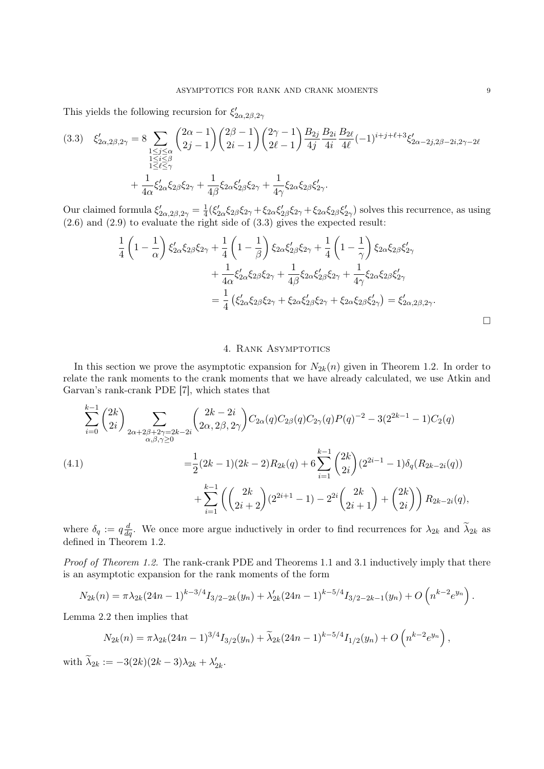This yields the following recursion for $\xi'_{2\alpha,2\beta,2\gamma}$

$$
\xi'_{2\alpha,2\beta,2\gamma} = 8 \sum_{\substack{1\le j\le \alpha \\ 1\le i\le \beta \\ 1\le \ell\le \gamma}} \binom{2\alpha-1}{2j-1}\binom{2\beta-1}{2i-1}\binom{2\gamma-1}{2\ell-1}\frac{B_{2j}}{4j}\frac{B_{2i}}{4i}\frac{B_{2\ell}}{4\ell}(-1)^{i+j+\ell+3}\xi'_{2\alpha-2j,2\beta-2i,2\gamma-2\ell}
$$
$$
+\frac{1}{4\alpha}\xi'_{2\alpha}\xi_{2\beta}\xi_{2\gamma}+\frac{1}{4\beta}\xi_{2\alpha}\xi'_{2\beta}\xi_{2\gamma}+\frac{1}{4\gamma}\xi_{2\alpha}\xi_{2\beta}\xi'_{2\gamma}. \tag{3.3}
$$

Our claimed formula $\xi'_{2\alpha,2\beta,2\gamma} = \frac{1}{4}(\xi'_{2\alpha}\xi_{2\beta}\xi_{2\gamma}+\xi_{2\alpha}\xi'_{2\beta}\xi_{2\gamma}+\xi_{2\alpha}\xi_{2\beta}\xi'_{2\gamma})$ solves this recurrence, as using (2.6) and (2.9) to evaluate the right side of (3.3) gives the expected result:

$$
\begin{aligned}
\frac{1}{4}\left(1-\frac{1}{\alpha}\right)\xi'_{2\alpha}\xi_{2\beta}\xi_{2\gamma} &+ \frac{1}{4}\left(1-\frac{1}{\beta}\right)\xi_{2\alpha}\xi'_{2\beta}\xi_{2\gamma} + \frac{1}{4}\left(1-\frac{1}{\gamma}\right)\xi_{2\alpha}\xi_{2\beta}\xi'_{2\gamma} \\
&+\frac{1}{4\alpha}\xi'_{2\alpha}\xi_{2\beta}\xi_{2\gamma}+\frac{1}{4\beta}\xi_{2\alpha}\xi'_{2\beta}\xi_{2\gamma}+\frac{1}{4\gamma}\xi_{2\alpha}\xi_{2\beta}\xi'_{2\gamma} \\
&= \frac{1}{4}\left(\xi'_{2\alpha}\xi_{2\beta}\xi_{2\gamma}+\xi_{2\alpha}\xi'_{2\beta}\xi_{2\gamma}+\xi_{2\alpha}\xi_{2\beta}\xi'_{2\gamma}\right) = \xi'_{2\alpha,2\beta,2\gamma}.
\end{aligned}
$$

□

## 4. Rank Asymptotics

In this section we prove the asymptotic expansion for $N_{2k}(n)$ given in Theorem 1.2. In order to relate the rank moments to the crank moments that we have already calculated, we use Atkin and Garvan's rank-crank PDE [7], which states that

$$
\begin{aligned}
\sum_{i=0}^{k-1}\binom{2k}{2i}\sum_{\substack{2\alpha+2\beta+2\gamma=2k-2i\\ \alpha,\beta,\gamma\ge 0}}&\binom{2k-2i}{2\alpha,2\beta,2\gamma}C_{2\alpha}(q)C_{2\beta}(q)C_{2\gamma}(q)P(q)^{-2} - 3(2^{2k-1}-1)C_2(q) \\
&= \frac{1}{2}(2k-1)(2k-2)R_{2k}(q) + 6\sum_{i=1}^{k-1}\binom{2k}{2i}(2^{2i-1}-1)\delta_q(R_{2k-2i}(q)) \\
&\quad + \sum_{i=1}^{k-1}\left(\binom{2k}{2i+2}(2^{2i+1}-1) - 2^{2i}\binom{2k}{2i+1}+\binom{2k}{2i}\right)R_{2k-2i}(q),
\end{aligned} \tag{4.1}
$$

where $\delta_q := q\frac{d}{dq}$. We once more argue inductively in order to find recurrences for $\lambda_{2k}$ and $\widetilde{\lambda}_{2k}$ as defined in Theorem 1.2.

*Proof of Theorem 1.2.* The rank-crank PDE and Theorems 1.1 and 3.1 inductively imply that there is an asymptotic expansion for the rank moments of the form

$$
N_{2k}(n) = \pi\lambda_{2k}(24n-1)^{k-3/4}I_{3/2-2k}(y_n) + \lambda'_{2k}(24n-1)^{k-5/4}I_{3/2-2k-1}(y_n) + O\left(n^{k-2}e^{y_n}\right).
$$

Lemma 2.2 then implies that

$$
N_{2k}(n) = \pi\lambda_{2k}(24n-1)^{3/4}I_{3/2}(y_n) + \widetilde{\lambda}_{2k}(24n-1)^{k-5/4}I_{1/2}(y_n) + O\left(n^{k-2}e^{y_n}\right),
$$

with $\widetilde{\lambda}_{2k} := -3(2k)(2k-3)\lambda_{2k} + \lambda'_{2k}$.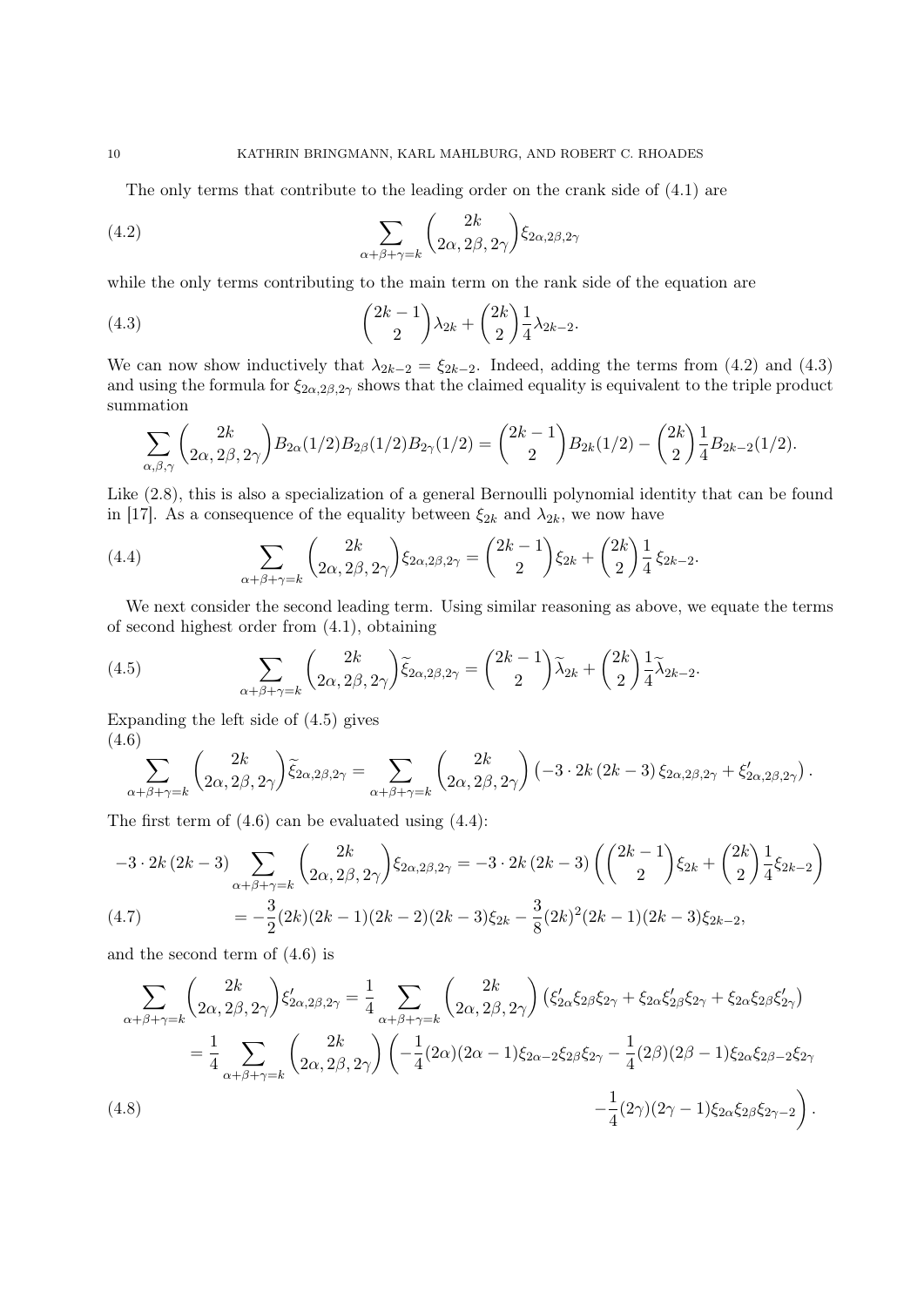The only terms that contribute to the leading order on the crank side of (4.1) are

$$\sum_{\alpha+\beta+\gamma=k} \binom{2k}{2\alpha, 2\beta, 2\gamma} \xi_{2\alpha,2\beta,2\gamma} \tag{4.2}$$

while the only terms contributing to the main term on the rank side of the equation are

$$\binom{2k-1}{2} \lambda_{2k} + \binom{2k}{2} \frac{1}{4} \lambda_{2k-2}. \tag{4.3}$$

We can now show inductively that $\lambda_{2k-2} = \xi_{2k-2}$. Indeed, adding the terms from (4.2) and (4.3) and using the formula for $\xi_{2\alpha,2\beta,2\gamma}$ shows that the claimed equality is equivalent to the triple product summation

$$\sum_{\alpha,\beta,\gamma} \binom{2k}{2\alpha, 2\beta, 2\gamma} B_{2\alpha}(1/2) B_{2\beta}(1/2) B_{2\gamma}(1/2) = \binom{2k-1}{2} B_{2k}(1/2) - \binom{2k}{2} \frac{1}{4} B_{2k-2}(1/2).$$

Like (2.8), this is also a specialization of a general Bernoulli polynomial identity that can be found in [17]. As a consequence of the equality between $\xi_{2k}$ and $\lambda_{2k}$, we now have

$$\sum_{\alpha+\beta+\gamma=k} \binom{2k}{2\alpha, 2\beta, 2\gamma} \xi_{2\alpha,2\beta,2\gamma} = \binom{2k-1}{2} \xi_{2k} + \binom{2k}{2} \frac{1}{4} \xi_{2k-2}. \tag{4.4}$$

We next consider the second leading term. Using similar reasoning as above, we equate the terms of second highest order from (4.1), obtaining

$$\sum_{\alpha+\beta+\gamma=k} \binom{2k}{2\alpha, 2\beta, 2\gamma} \widetilde{\xi}_{2\alpha,2\beta,2\gamma} = \binom{2k-1}{2} \widetilde{\lambda}_{2k} + \binom{2k}{2} \frac{1}{4} \widetilde{\lambda}_{2k-2}. \tag{4.5}$$

Expanding the left side of (4.5) gives

$$\sum_{\alpha+\beta+\gamma=k} \binom{2k}{2\alpha, 2\beta, 2\gamma} \widetilde{\xi}_{2\alpha,2\beta,2\gamma} = \sum_{\alpha+\beta+\gamma=k} \binom{2k}{2\alpha, 2\beta, 2\gamma} \left(-3 \cdot 2k\,(2k-3)\, \xi_{2\alpha,2\beta,2\gamma} + \xi'_{2\alpha,2\beta,2\gamma}\right). \tag{4.6}$$

The first term of (4.6) can be evaluated using (4.4):

$$\begin{aligned}
-3 \cdot 2k\,(2k-3) \sum_{\alpha+\beta+\gamma=k} \binom{2k}{2\alpha, 2\beta, 2\gamma} \xi_{2\alpha,2\beta,2\gamma} &= -3 \cdot 2k\,(2k-3) \left( \binom{2k-1}{2} \xi_{2k} + \binom{2k}{2} \frac{1}{4} \xi_{2k-2} \right) \\
&= -\frac{3}{2}(2k)(2k-1)(2k-2)(2k-3)\xi_{2k} - \frac{3}{8}(2k)^2(2k-1)(2k-3)\xi_{2k-2},
\end{aligned} \tag{4.7}$$

and the second term of (4.6) is

$$\begin{aligned}
\sum_{\alpha+\beta+\gamma=k} \binom{2k}{2\alpha, 2\beta, 2\gamma} \xi'_{2\alpha,2\beta,2\gamma} &= \frac{1}{4} \sum_{\alpha+\beta+\gamma=k} \binom{2k}{2\alpha, 2\beta, 2\gamma} \left( \xi'_{2\alpha}\xi_{2\beta}\xi_{2\gamma} + \xi_{2\alpha}\xi'_{2\beta}\xi_{2\gamma} + \xi_{2\alpha}\xi_{2\beta}\xi'_{2\gamma} \right) \\
&= \frac{1}{4} \sum_{\alpha+\beta+\gamma=k} \binom{2k}{2\alpha, 2\beta, 2\gamma} \left( -\frac{1}{4}(2\alpha)(2\alpha-1)\xi_{2\alpha-2}\xi_{2\beta}\xi_{2\gamma} - \frac{1}{4}(2\beta)(2\beta-1)\xi_{2\alpha}\xi_{2\beta-2}\xi_{2\gamma} \right. \\
&\qquad \left. -\frac{1}{4}(2\gamma)(2\gamma-1)\xi_{2\alpha}\xi_{2\beta}\xi_{2\gamma-2} \right).
\end{aligned} \tag{4.8}$$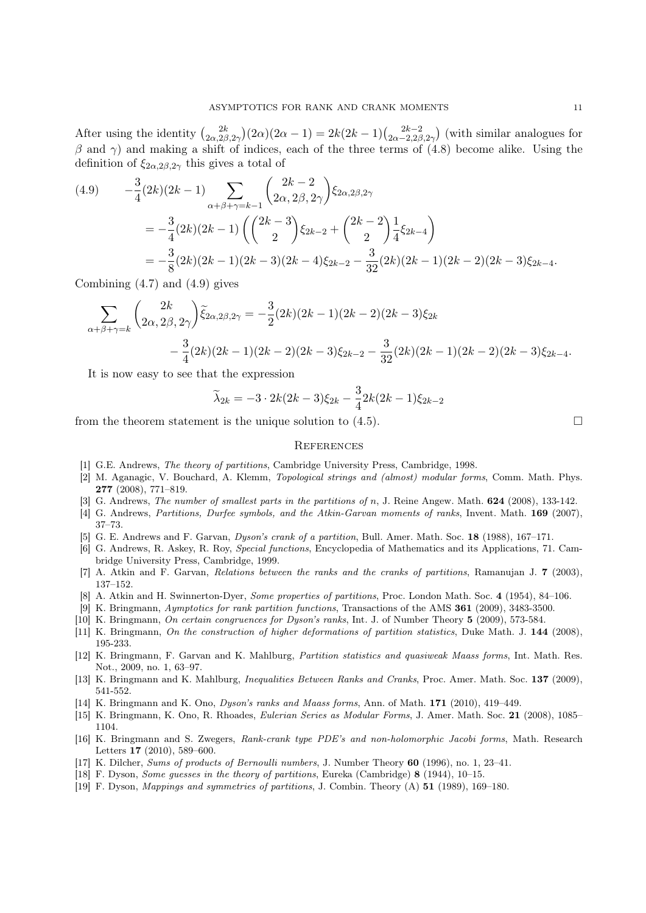After using the identity $\binom{2k}{2\alpha,2\beta,2\gamma}(2\alpha)(2\alpha-1) = 2k(2k-1)\binom{2k-2}{2\alpha-2,2\beta,2\gamma}$ (with similar analogues for $\beta$ and $\gamma$) and making a shift of indices, each of the three terms of (4.8) become alike. Using the definition of $\xi_{2\alpha,2\beta,2\gamma}$ this gives a total of

$$
\begin{aligned}
(4.9) \qquad & -\frac{3}{4}(2k)(2k-1)\sum_{\alpha+\beta+\gamma=k-1}\binom{2k-2}{2\alpha,2\beta,2\gamma}\xi_{2\alpha,2\beta,2\gamma} \\
&= -\frac{3}{4}(2k)(2k-1)\left(\binom{2k-3}{2}\xi_{2k-2}+\binom{2k-2}{2}\frac{1}{4}\xi_{2k-4}\right) \\
&= -\frac{3}{8}(2k)(2k-1)(2k-3)(2k-4)\xi_{2k-2}-\frac{3}{32}(2k)(2k-1)(2k-2)(2k-3)\xi_{2k-4}.
\end{aligned}
$$

Combining (4.7) and (4.9) gives

$$
\begin{aligned}
\sum_{\alpha+\beta+\gamma=k}\binom{2k}{2\alpha,2\beta,2\gamma}\widetilde{\xi}_{2\alpha,2\beta,2\gamma} &= -\frac{3}{2}(2k)(2k-1)(2k-2)(2k-3)\xi_{2k} \\
&\quad -\frac{3}{4}(2k)(2k-1)(2k-2)(2k-3)\xi_{2k-2}-\frac{3}{32}(2k)(2k-1)(2k-2)(2k-3)\xi_{2k-4}.
\end{aligned}
$$

It is now easy to see that the expression

$$
\widetilde{\lambda}_{2k} = -3\cdot 2k(2k-3)\xi_{2k}-\frac{3}{4}2k(2k-1)\xi_{2k-2}
$$

from the theorem statement is the unique solution to (4.5). $\square$

## References

[1] G.E. Andrews, *The theory of partitions*, Cambridge University Press, Cambridge, 1998.

[2] M. Aganagic, V. Bouchard, A. Klemm, *Topological strings and (almost) modular forms*, Comm. Math. Phys. **277** (2008), 771–819.

[3] G. Andrews, *The number of smallest parts in the partitions of n*, J. Reine Angew. Math. **624** (2008), 133-142.

[4] G. Andrews, *Partitions, Durfee symbols, and the Atkin-Garvan moments of ranks*, Invent. Math. **169** (2007), 37–73.

[5] G. E. Andrews and F. Garvan, *Dyson's crank of a partition*, Bull. Amer. Math. Soc. **18** (1988), 167–171.

[6] G. Andrews, R. Askey, R. Roy, *Special functions*, Encyclopedia of Mathematics and its Applications, 71. Cambridge University Press, Cambridge, 1999.

[7] A. Atkin and F. Garvan, *Relations between the ranks and the cranks of partitions*, Ramanujan J. **7** (2003), 137–152.

[8] A. Atkin and H. Swinnerton-Dyer, *Some properties of partitions*, Proc. London Math. Soc. **4** (1954), 84–106.

[9] K. Bringmann, *Aymptotics for rank partition functions*, Transactions of the AMS **361** (2009), 3483-3500.

[10] K. Bringmann, *On certain congruences for Dyson's ranks*, Int. J. of Number Theory **5** (2009), 573-584.

[11] K. Bringmann, *On the construction of higher deformations of partition statistics*, Duke Math. J. **144** (2008), 195-233.

[12] K. Bringmann, F. Garvan and K. Mahlburg, *Partition statistics and quasiweak Maass forms*, Int. Math. Res. Not., 2009, no. 1, 63–97.

[13] K. Bringmann and K. Mahlburg, *Inequalities Between Ranks and Cranks*, Proc. Amer. Math. Soc. **137** (2009), 541-552.

[14] K. Bringmann and K. Ono, *Dyson's ranks and Maass forms*, Ann. of Math. **171** (2010), 419–449.

[15] K. Bringmann, K. Ono, R. Rhoades, *Eulerian Series as Modular Forms*, J. Amer. Math. Soc. **21** (2008), 1085–1104.

[16] K. Bringmann and S. Zwegers, *Rank-crank type PDE's and non-holomorphic Jacobi forms*, Math. Research Letters **17** (2010), 589–600.

[17] K. Dilcher, *Sums of products of Bernoulli numbers*, J. Number Theory **60** (1996), no. 1, 23–41.

[18] F. Dyson, *Some guesses in the theory of partitions*, Eureka (Cambridge) **8** (1944), 10–15.

[19] F. Dyson, *Mappings and symmetries of partitions*, J. Combin. Theory (A) **51** (1989), 169–180.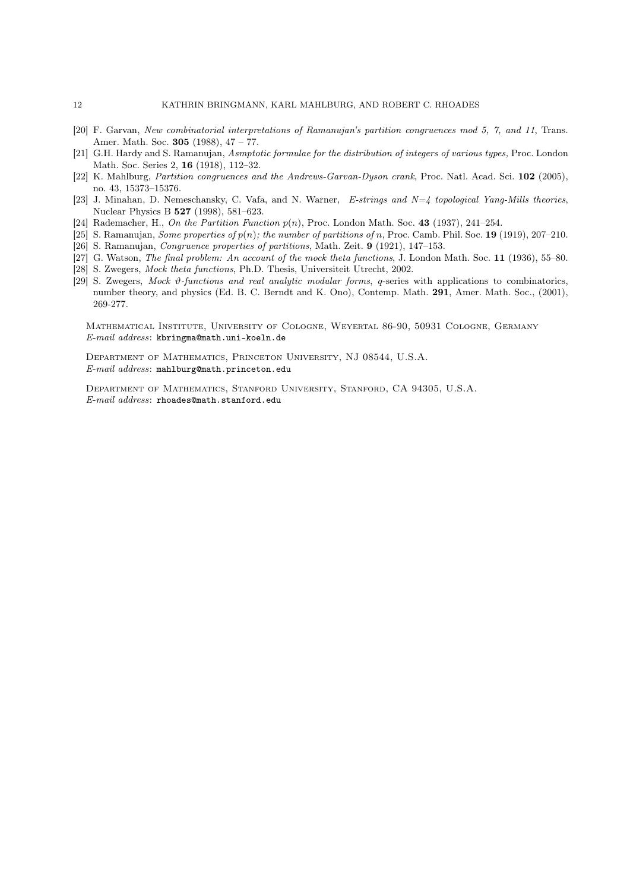[20] F. Garvan, *New combinatorial interpretations of Ramanujan's partition congruences mod 5, 7, and 11*, Trans. Amer. Math. Soc. **305** (1988), 47 – 77.

[21] G.H. Hardy and S. Ramanujan, *Asmptotic formulae for the distribution of integers of various types,* Proc. London Math. Soc. Series 2, **16** (1918), 112–32.

[22] K. Mahlburg, *Partition congruences and the Andrews-Garvan-Dyson crank*, Proc. Natl. Acad. Sci. **102** (2005), no. 43, 15373–15376.

[23] J. Minahan, D. Nemeschansky, C. Vafa, and N. Warner, *E-strings and N=4 topological Yang-Mills theories*, Nuclear Physics B **527** (1998), 581–623.

[24] Rademacher, H., *On the Partition Function $p(n)$*, Proc. London Math. Soc. **43** (1937), 241–254.

[25] S. Ramanujan, *Some properties of $p(n)$; the number of partitions of $n$*, Proc. Camb. Phil. Soc. **19** (1919), 207–210.

[26] S. Ramanujan, *Congruence properties of partitions*, Math. Zeit. **9** (1921), 147–153.

[27] G. Watson, *The final problem: An account of the mock theta functions*, J. London Math. Soc. **11** (1936), 55–80.

[28] S. Zwegers, *Mock theta functions*, Ph.D. Thesis, Universiteit Utrecht, 2002.

[29] S. Zwegers, *Mock $\vartheta$-functions and real analytic modular forms*, $q$-series with applications to combinatorics, number theory, and physics (Ed. B. C. Berndt and K. Ono), Contemp. Math. **291**, Amer. Math. Soc., (2001), 269-277.

Mathematical Institute, University of Cologne, Weyertal 86-90, 50931 Cologne, Germany
*E-mail address*: kbringma@math.uni-koeln.de

Department of Mathematics, Princeton University, NJ 08544, U.S.A.
*E-mail address*: mahlburg@math.princeton.edu

Department of Mathematics, Stanford University, Stanford, CA 94305, U.S.A.
*E-mail address*: rhoades@math.stanford.edu